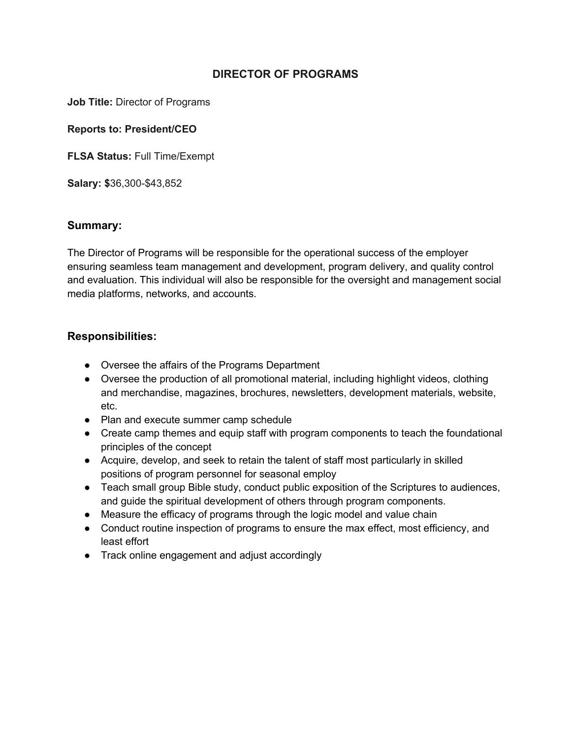# DIRECTOR OF PROGRAMS

**Job Title:** Director of Programs

**Reports to: President/CEO**

**FLSA Status:** Full Time/Exempt

**Salary: $**36,300-$43,852

## Summary:

The Director of Programs will be responsible for the operational success of the employer ensuring seamless team management and development, program delivery, and quality control and evaluation. This individual will also be responsible for the oversight and management social media platforms, networks, and accounts.

## Responsibilities:

- Oversee the affairs of the Programs Department
- Oversee the production of all promotional material, including highlight videos, clothing and merchandise, magazines, brochures, newsletters, development materials, website, etc.
- Plan and execute summer camp schedule
- Create camp themes and equip staff with program components to teach the foundational principles of the concept
- Acquire, develop, and seek to retain the talent of staff most particularly in skilled positions of program personnel for seasonal employ
- Teach small group Bible study, conduct public exposition of the Scriptures to audiences, and guide the spiritual development of others through program components.
- Measure the efficacy of programs through the logic model and value chain
- Conduct routine inspection of programs to ensure the max effect, most efficiency, and least effort
- Track online engagement and adjust accordingly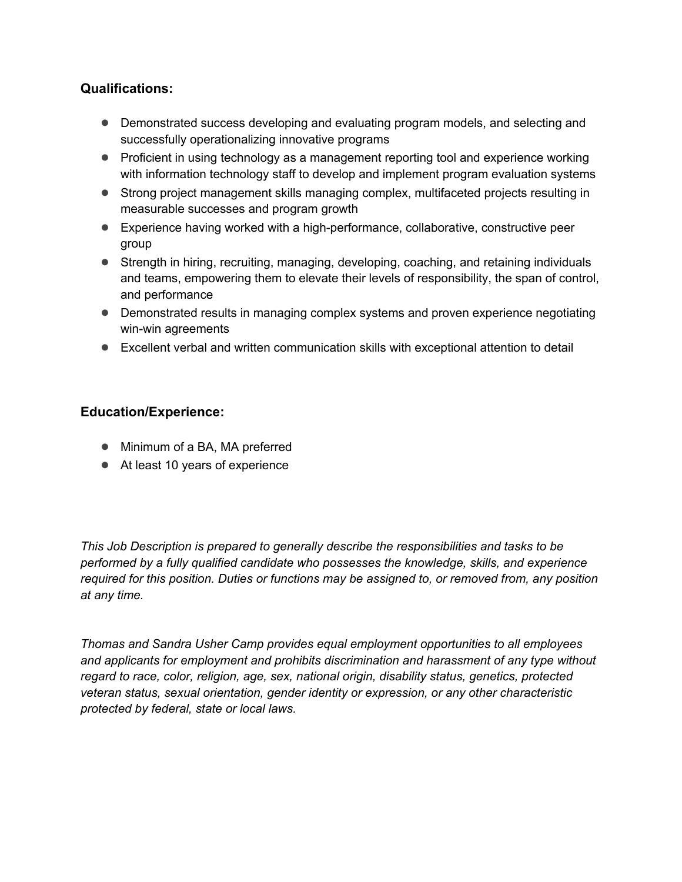### **Qualifications:**

- Demonstrated success developing and evaluating program models, and selecting and successfully operationalizing innovative programs
- Proficient in using technology as a management reporting tool and experience working with information technology staff to develop and implement program evaluation systems
- Strong project management skills managing complex, multifaceted projects resulting in measurable successes and program growth
- Experience having worked with a high-performance, collaborative, constructive peer group
- Strength in hiring, recruiting, managing, developing, coaching, and retaining individuals and teams, empowering them to elevate their levels of responsibility, the span of control, and performance
- Demonstrated results in managing complex systems and proven experience negotiating win-win agreements
- Excellent verbal and written communication skills with exceptional attention to detail

### **Education/Experience:**

- Minimum of a BA, MA preferred
- At least 10 years of experience

*This Job Description is prepared to generally describe the responsibilities and tasks to be performed by a fully qualified candidate who possesses the knowledge, skills, and experience required for this position. Duties or functions may be assigned to, or removed from, any position at any time.*

*Thomas and Sandra Usher Camp provides equal employment opportunities to all employees and applicants for employment and prohibits discrimination and harassment of any type without regard to race, color, religion, age, sex, national origin, disability status, genetics, protected veteran status, sexual orientation, gender identity or expression, or any other characteristic protected by federal, state or local laws.*